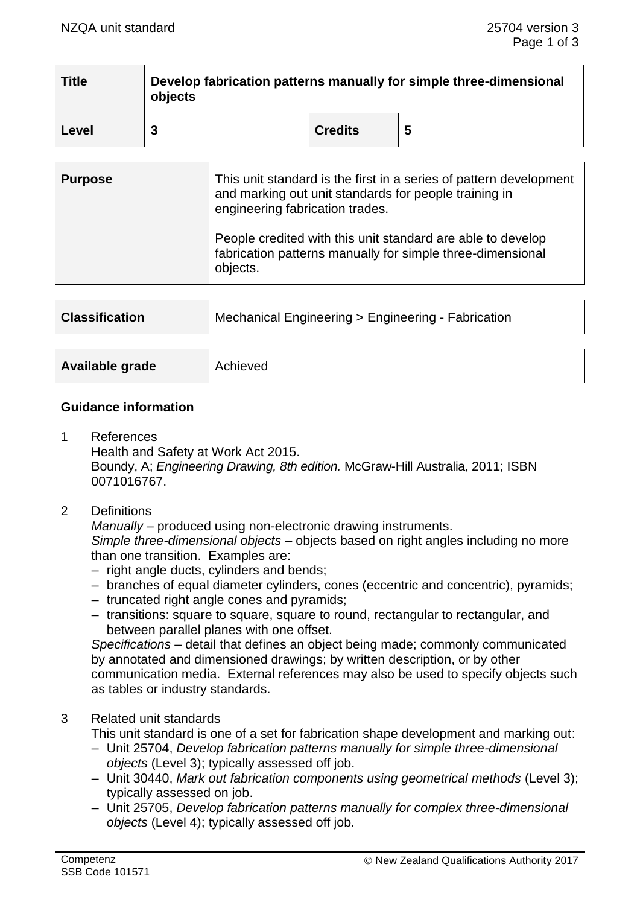| **Title** | **Develop fabrication patterns manually for simple three-dimensional objects** | | |
|---|---|---|---|
| **Level** | **3** | **Credits** | **5** |

| **Purpose** | This unit standard is the first in a series of pattern development and marking out unit standards for people training in engineering fabrication trades.<br><br>People credited with this unit standard are able to develop fabrication patterns manually for simple three-dimensional objects. |
|---|---|

| **Classification** | Mechanical Engineering > Engineering - Fabrication |
|---|---|

| **Available grade** | Achieved |
|---|---|

## Guidance information

1 References
Health and Safety at Work Act 2015.
Boundy, A; *Engineering Drawing, 8th edition.* McGraw-Hill Australia, 2011; ISBN 0071016767.

2 Definitions
*Manually* – produced using non-electronic drawing instruments.
*Simple three-dimensional objects* – objects based on right angles including no more than one transition. Examples are:
- right angle ducts, cylinders and bends;
- branches of equal diameter cylinders, cones (eccentric and concentric), pyramids;
- truncated right angle cones and pyramids;
- transitions: square to square, square to round, rectangular to rectangular, and between parallel planes with one offset.

*Specifications* – detail that defines an object being made; commonly communicated by annotated and dimensioned drawings; by written description, or by other communication media. External references may also be used to specify objects such as tables or industry standards.

3 Related unit standards
This unit standard is one of a set for fabrication shape development and marking out:
- Unit 25704, *Develop fabrication patterns manually for simple three-dimensional objects* (Level 3); typically assessed off job.
- Unit 30440, *Mark out fabrication components using geometrical methods* (Level 3); typically assessed on job.
- Unit 25705, *Develop fabrication patterns manually for complex three-dimensional objects* (Level 4); typically assessed off job.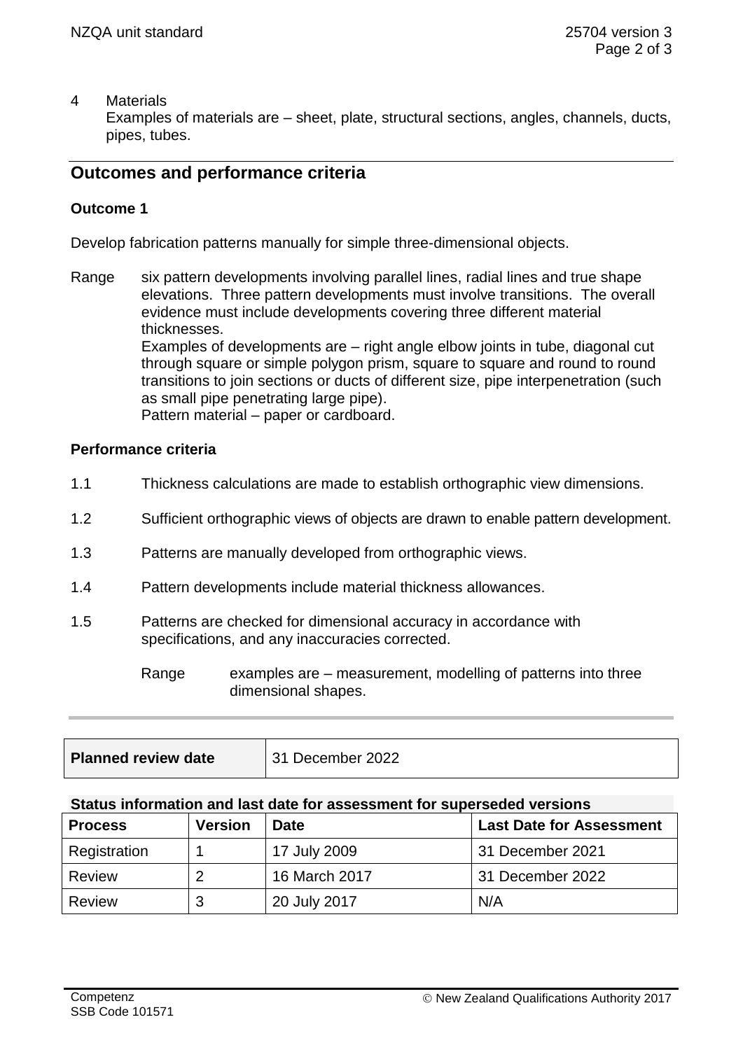4 Materials
Examples of materials are – sheet, plate, structural sections, angles, channels, ducts, pipes, tubes.

## Outcomes and performance criteria

### Outcome 1

Develop fabrication patterns manually for simple three-dimensional objects.

Range six pattern developments involving parallel lines, radial lines and true shape elevations. Three pattern developments must involve transitions. The overall evidence must include developments covering three different material thicknesses.
Examples of developments are – right angle elbow joints in tube, diagonal cut through square or simple polygon prism, square to square and round to round transitions to join sections or ducts of different size, pipe interpenetration (such as small pipe penetrating large pipe).
Pattern material – paper or cardboard.

### Performance criteria

1.1 Thickness calculations are made to establish orthographic view dimensions.

1.2 Sufficient orthographic views of objects are drawn to enable pattern development.

1.3 Patterns are manually developed from orthographic views.

1.4 Pattern developments include material thickness allowances.

1.5 Patterns are checked for dimensional accuracy in accordance with specifications, and any inaccuracies corrected.

Range examples are – measurement, modelling of patterns into three dimensional shapes.

| Planned review date | 31 December 2022 |
|---|---|

**Status information and last date for assessment for superseded versions**

| Process | Version | Date | Last Date for Assessment |
|---|---|---|---|
| Registration | 1 | 17 July 2009 | 31 December 2021 |
| Review | 2 | 16 March 2017 | 31 December 2022 |
| Review | 3 | 20 July 2017 | N/A |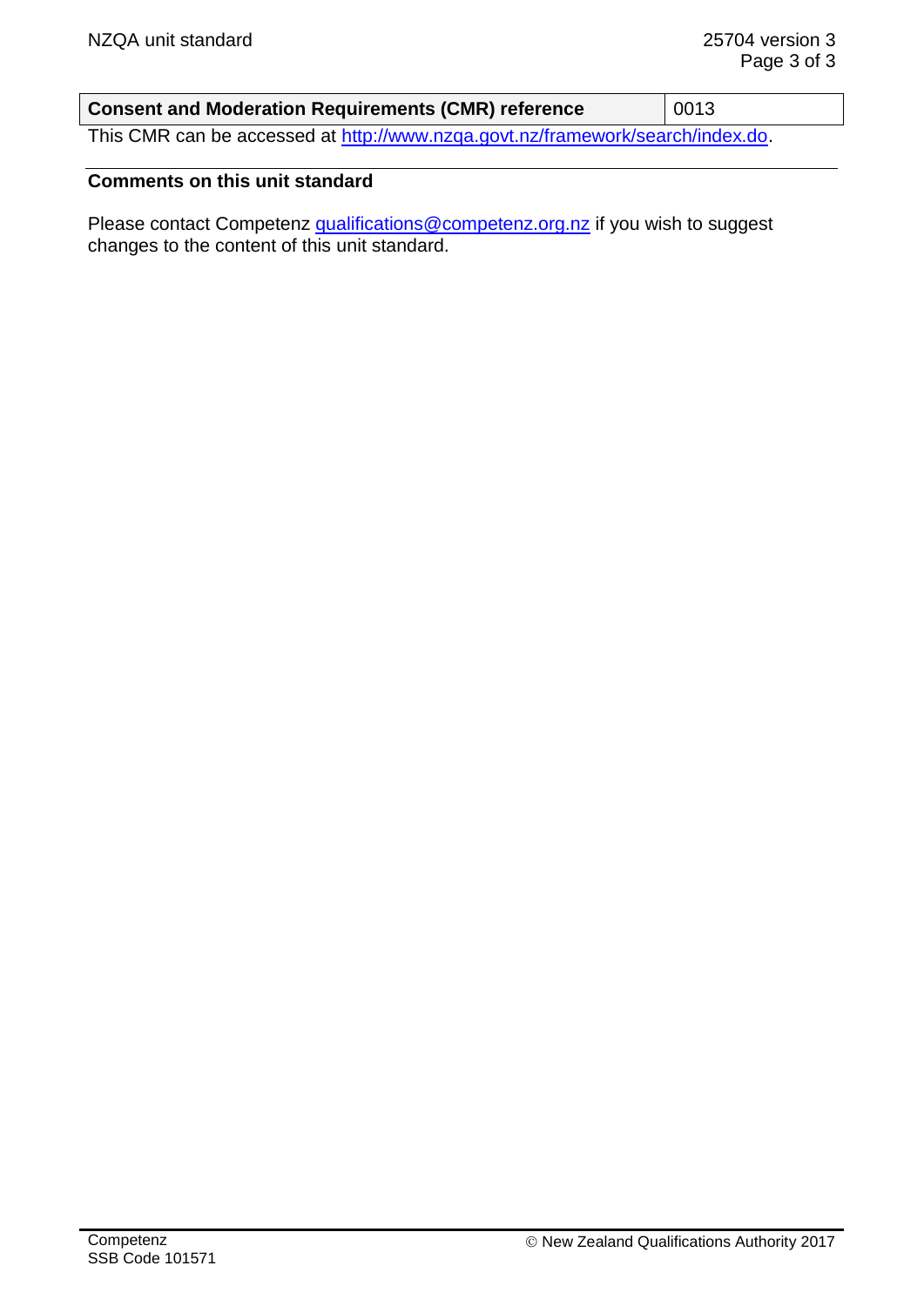| Consent and Moderation Requirements (CMR) reference | 0013 |
| --- | --- |

This CMR can be accessed at http://www.nzqa.govt.nz/framework/search/index.do.

**Comments on this unit standard**

Please contact Competenz qualifications@competenz.org.nz if you wish to suggest changes to the content of this unit standard.